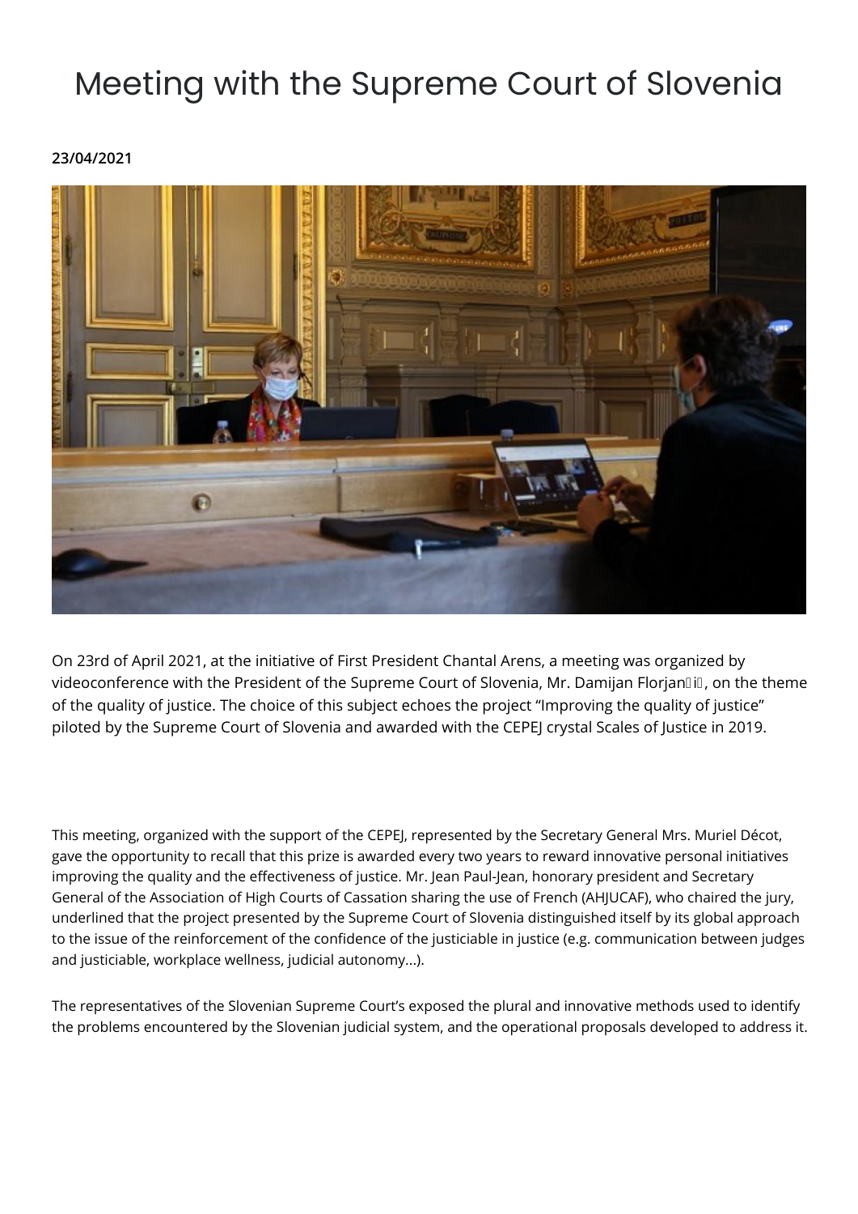# Meeting with the Supreme Court of Slovenia

**23/04/2021**

On 23rd of April 2021, at the initiative of First President Chantal Arens, a meeting was organized by videoconference with the President of the Supreme Court of Slovenia, Mr. Damijan Florjanči, on the theme of the quality of justice. The choice of this subject echoes the project “Improving the quality of justice” piloted by the Supreme Court of Slovenia and awarded with the CEPEJ crystal Scales of Justice in 2019.

This meeting, organized with the support of the CEPEJ, represented by the Secretary General Mrs. Muriel Décot, gave the opportunity to recall that this prize is awarded every two years to reward innovative personal initiatives improving the quality and the effectiveness of justice. Mr. Jean Paul-Jean, honorary president and Secretary General of the Association of High Courts of Cassation sharing the use of French (AHJUCAF), who chaired the jury, underlined that the project presented by the Supreme Court of Slovenia distinguished itself by its global approach to the issue of the reinforcement of the confidence of the justiciable in justice (e.g. communication between judges and justiciable, workplace wellness, judicial autonomy...).

The representatives of the Slovenian Supreme Court’s exposed the plural and innovative methods used to identify the problems encountered by the Slovenian judicial system, and the operational proposals developed to address it.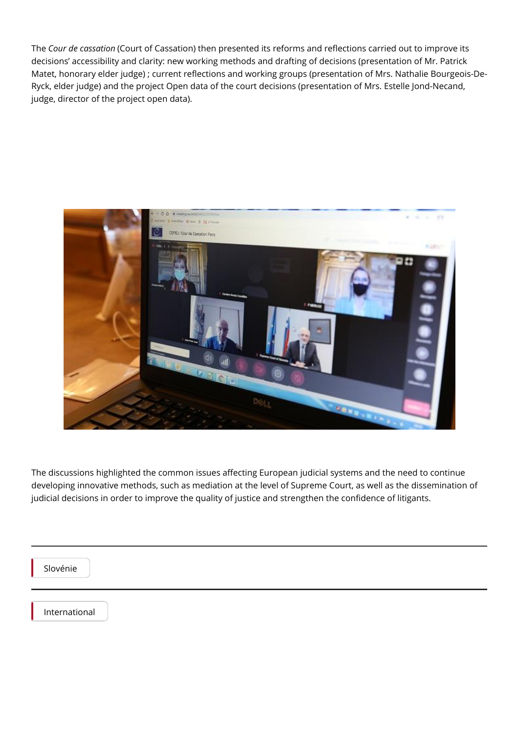The *Cour de cassation* (Court of Cassation) then presented its reforms and reflections carried out to improve its decisions' accessibility and clarity: new working methods and drafting of decisions (presentation of Mr. Patrick Matet, honorary elder judge) ; current reflections and working groups (presentation of Mrs. Nathalie Bourgeois-De-Ryck, elder judge) and the project Open data of the court decisions (presentation of Mrs. Estelle Jond-Necand, judge, director of the project open data).

The discussions highlighted the common issues affecting European judicial systems and the need to continue developing innovative methods, such as mediation at the level of Supreme Court, as well as the dissemination of judicial decisions in order to improve the quality of justice and strengthen the confidence of litigants.

Slovénie

International